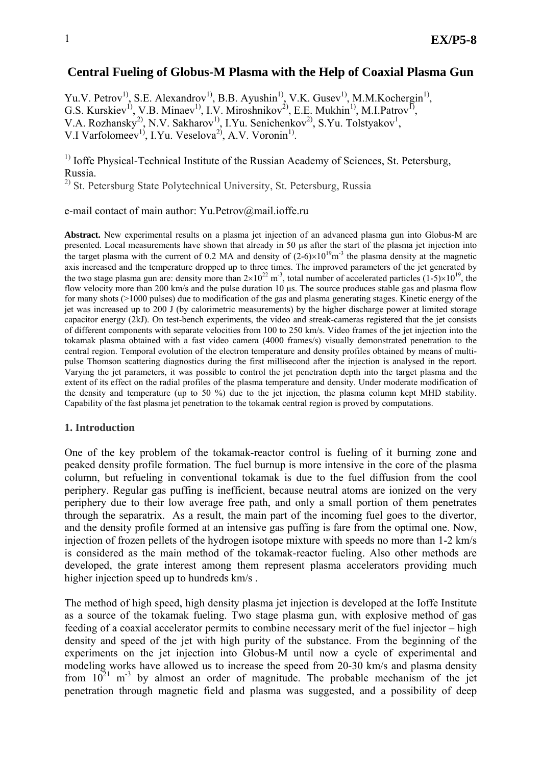# Central Fueling of Globus-M Plasma with the Help of Coaxial Plasma Gun

Yu.V. Petrov[1)], S.E. Alexandrov[1)], B.B. Ayushin[1)], V.K. Gusev[1)], M.M.Kochergin[1)], G.S. Kurskiev[1)], V.B. Minaev[1)], I.V. Miroshnikov[2)], E.E. Mukhin[1)], M.I.Patrov[1)], V.A. Rozhansky[2)], N.V. Sakharov[1)], I.Yu. Senichenkov[2)], S.Yu. Tolstyakov[1], V.I Varfolomeev[1)], I.Yu. Veselova[2)], A.V. Voronin[1)].

[1)] Ioffe Physical-Technical Institute of the Russian Academy of Sciences, St. Petersburg, Russia.
[2)] St. Petersburg State Polytechnical University, St. Petersburg, Russia

e-mail contact of main author: Yu.Petrov@mail.ioffe.ru

**Abstract.** New experimental results on a plasma jet injection of an advanced plasma gun into Globus-M are presented. Local measurements have shown that already in 50 μs after the start of the plasma jet injection into the target plasma with the current of 0.2 MA and density of $(2\text{-}6)\times10^{19}\text{m}^{-3}$ the plasma density at the magnetic axis increased and the temperature dropped up to three times. The improved parameters of the jet generated by the two stage plasma gun are: density more than $2\times10^{22}$ $\text{m}^{-3}$, total number of accelerated particles $(1\text{-}5)\times10^{19}$, the flow velocity more than 200 km/s and the pulse duration 10 μs. The source produces stable gas and plasma flow for many shots (>1000 pulses) due to modification of the gas and plasma generating stages. Kinetic energy of the jet was increased up to 200 J (by calorimetric measurements) by the higher discharge power at limited storage capacitor energy (2kJ). On test-bench experiments, the video and streak-cameras registered that the jet consists of different components with separate velocities from 100 to 250 km/s. Video frames of the jet injection into the tokamak plasma obtained with a fast video camera (4000 frames/s) visually demonstrated penetration to the central region. Temporal evolution of the electron temperature and density profiles obtained by means of multi-pulse Thomson scattering diagnostics during the first millisecond after the injection is analysed in the report. Varying the jet parameters, it was possible to control the jet penetration depth into the target plasma and the extent of its effect on the radial profiles of the plasma temperature and density. Under moderate modification of the density and temperature (up to 50 %) due to the jet injection, the plasma column kept MHD stability. Capability of the fast plasma jet penetration to the tokamak central region is proved by computations.

## 1. Introduction

One of the key problem of the tokamak-reactor control is fueling of it burning zone and peaked density profile formation. The fuel burnup is more intensive in the core of the plasma column, but refueling in conventional tokamak is due to the fuel diffusion from the cool periphery. Regular gas puffing is inefficient, because neutral atoms are ionized on the very periphery due to their low average free path, and only a small portion of them penetrates through the separatrix. As a result, the main part of the incoming fuel goes to the divertor, and the density profile formed at an intensive gas puffing is fare from the optimal one. Now, injection of frozen pellets of the hydrogen isotope mixture with speeds no more than 1-2 km/s is considered as the main method of the tokamak-reactor fueling. Also other methods are developed, the grate interest among them represent plasma accelerators providing much higher injection speed up to hundreds km/s .

The method of high speed, high density plasma jet injection is developed at the Ioffe Institute as a source of the tokamak fueling. Two stage plasma gun, with explosive method of gas feeding of a coaxial accelerator permits to combine necessary merit of the fuel injector – high density and speed of the jet with high purity of the substance. From the beginning of the experiments on the jet injection into Globus-M until now a cycle of experimental and modeling works have allowed us to increase the speed from 20-30 km/s and plasma density from $10^{21}$ $\text{m}^{-3}$ by almost an order of magnitude. The probable mechanism of the jet penetration through magnetic field and plasma was suggested, and a possibility of deep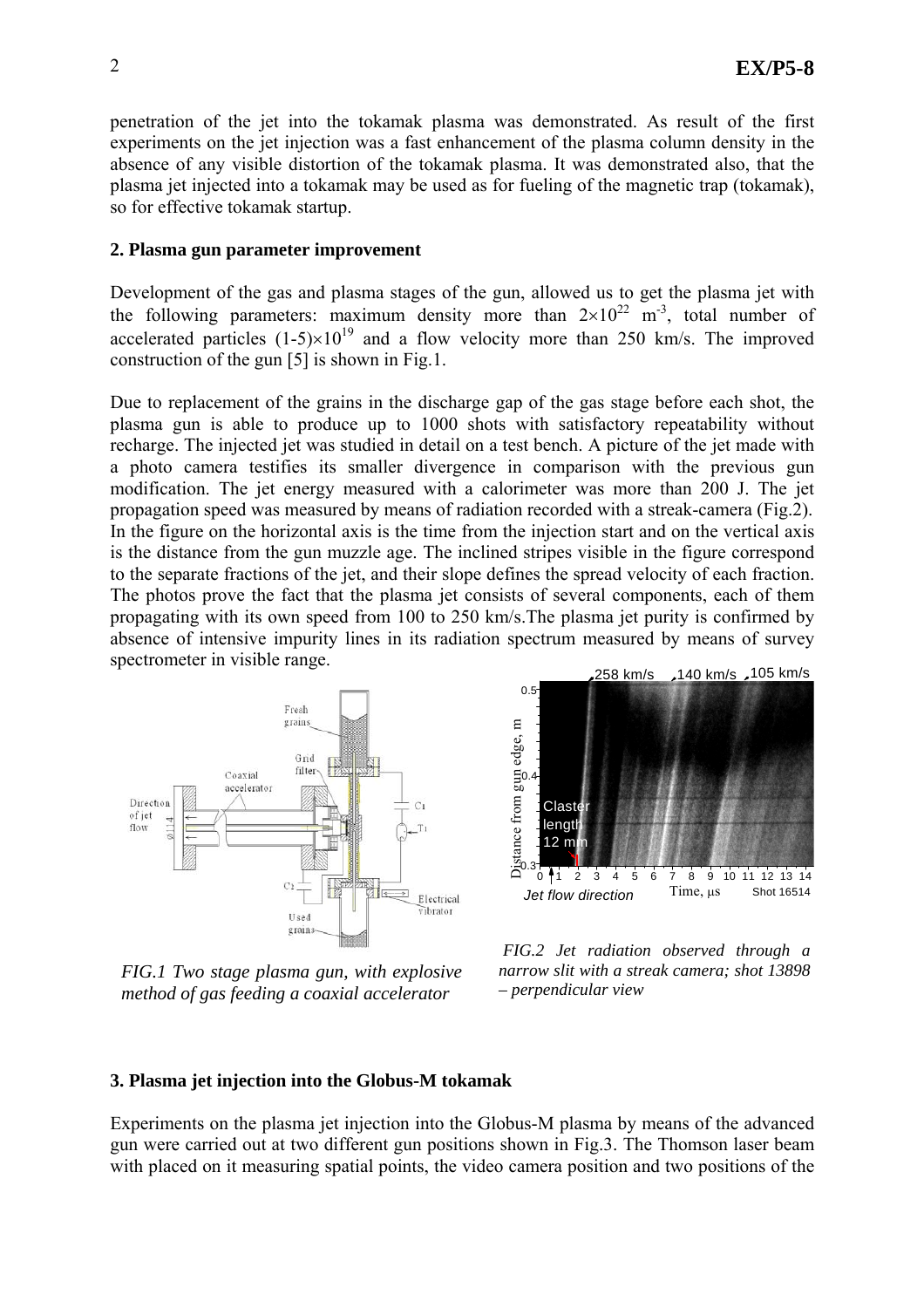penetration of the jet into the tokamak plasma was demonstrated. As result of the first experiments on the jet injection was a fast enhancement of the plasma column density in the absence of any visible distortion of the tokamak plasma. It was demonstrated also, that the plasma jet injected into a tokamak may be used as for fueling of the magnetic trap (tokamak), so for effective tokamak startup.

## 2. Plasma gun parameter improvement

Development of the gas and plasma stages of the gun, allowed us to get the plasma jet with the following parameters: maximum density more than $2\times10^{22}$ m$^{-3}$, total number of accelerated particles $(1\text{-}5)\times10^{19}$ and a flow velocity more than 250 km/s. The improved construction of the gun [5] is shown in Fig.1.

Due to replacement of the grains in the discharge gap of the gas stage before each shot, the plasma gun is able to produce up to 1000 shots with satisfactory repeatability without recharge. The injected jet was studied in detail on a test bench. A picture of the jet made with a photo camera testifies its smaller divergence in comparison with the previous gun modification. The jet energy measured with a calorimeter was more than 200 J. The jet propagation speed was measured by means of radiation recorded with a streak-camera (Fig.2). In the figure on the horizontal axis is the time from the injection start and on the vertical axis is the distance from the gun muzzle age. The inclined stripes visible in the figure correspond to the separate fractions of the jet, and their slope defines the spread velocity of each fraction. The photos prove the fact that the plasma jet consists of several components, each of them propagating with its own speed from 100 to 250 km/s.The plasma jet purity is confirmed by absence of intensive impurity lines in its radiation spectrum measured by means of survey spectrometer in visible range.

*FIG.1 Two stage plasma gun, with explosive method of gas feeding a coaxial accelerator*

*FIG.2 Jet radiation observed through a narrow slit with a streak camera; shot 13898 – perpendicular view*

## 3. Plasma jet injection into the Globus-M tokamak

Experiments on the plasma jet injection into the Globus-M plasma by means of the advanced gun were carried out at two different gun positions shown in Fig.3. The Thomson laser beam with placed on it measuring spatial points, the video camera position and two positions of the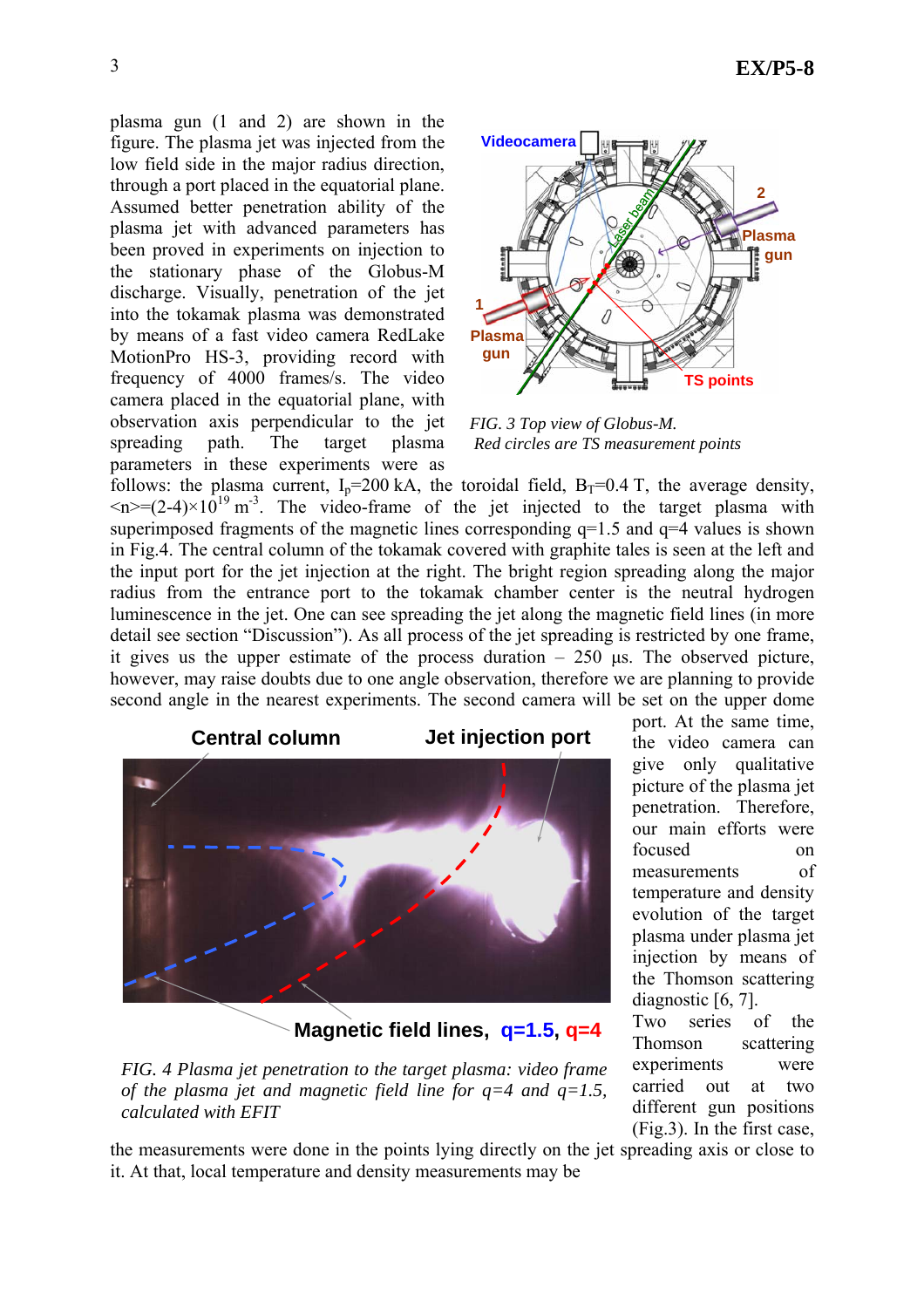plasma gun (1 and 2) are shown in the figure. The plasma jet was injected from the low field side in the major radius direction, through a port placed in the equatorial plane. Assumed better penetration ability of the plasma jet with advanced parameters has been proved in experiments on injection to the stationary phase of the Globus-M discharge. Visually, penetration of the jet into the tokamak plasma was demonstrated by means of a fast video camera RedLake MotionPro HS-3, providing record with frequency of 4000 frames/s. The video camera placed in the equatorial plane, with observation axis perpendicular to the jet spreading path. The target plasma parameters in these experiments were as follows: the plasma current, $I_p$=200 kA, the toroidal field, $B_T$=0.4 T, the average density, $<n>=(2\text{-}4)\times10^{19}$ m$^{-3}$. The video-frame of the jet injected to the target plasma with superimposed fragments of the magnetic lines corresponding q=1.5 and q=4 values is shown in Fig.4. The central column of the tokamak covered with graphite tales is seen at the left and the input port for the jet injection at the right. The bright region spreading along the major radius from the entrance port to the tokamak chamber center is the neutral hydrogen luminescence in the jet. One can see spreading the jet along the magnetic field lines (in more detail see section "Discussion"). As all process of the jet spreading is restricted by one frame, it gives us the upper estimate of the process duration – 250 µs. The observed picture, however, may raise doubts due to one angle observation, therefore we are planning to provide second angle in the nearest experiments. The second camera will be set on the upper dome port. At the same time, the video camera can give only qualitative picture of the plasma jet penetration. Therefore, our main efforts were focused on measurements of temperature and density evolution of the target plasma under plasma jet injection by means of the Thomson scattering diagnostic [6, 7].

*FIG. 3 Top view of Globus-M. Red circles are TS measurement points*

*FIG. 4 Plasma jet penetration to the target plasma: video frame of the plasma jet and magnetic field line for q=4 and q=1.5, calculated with EFIT*

Two series of the Thomson scattering experiments were carried out at two different gun positions (Fig.3). In the first case, the measurements were done in the points lying directly on the jet spreading axis or close to it. At that, local temperature and density measurements may be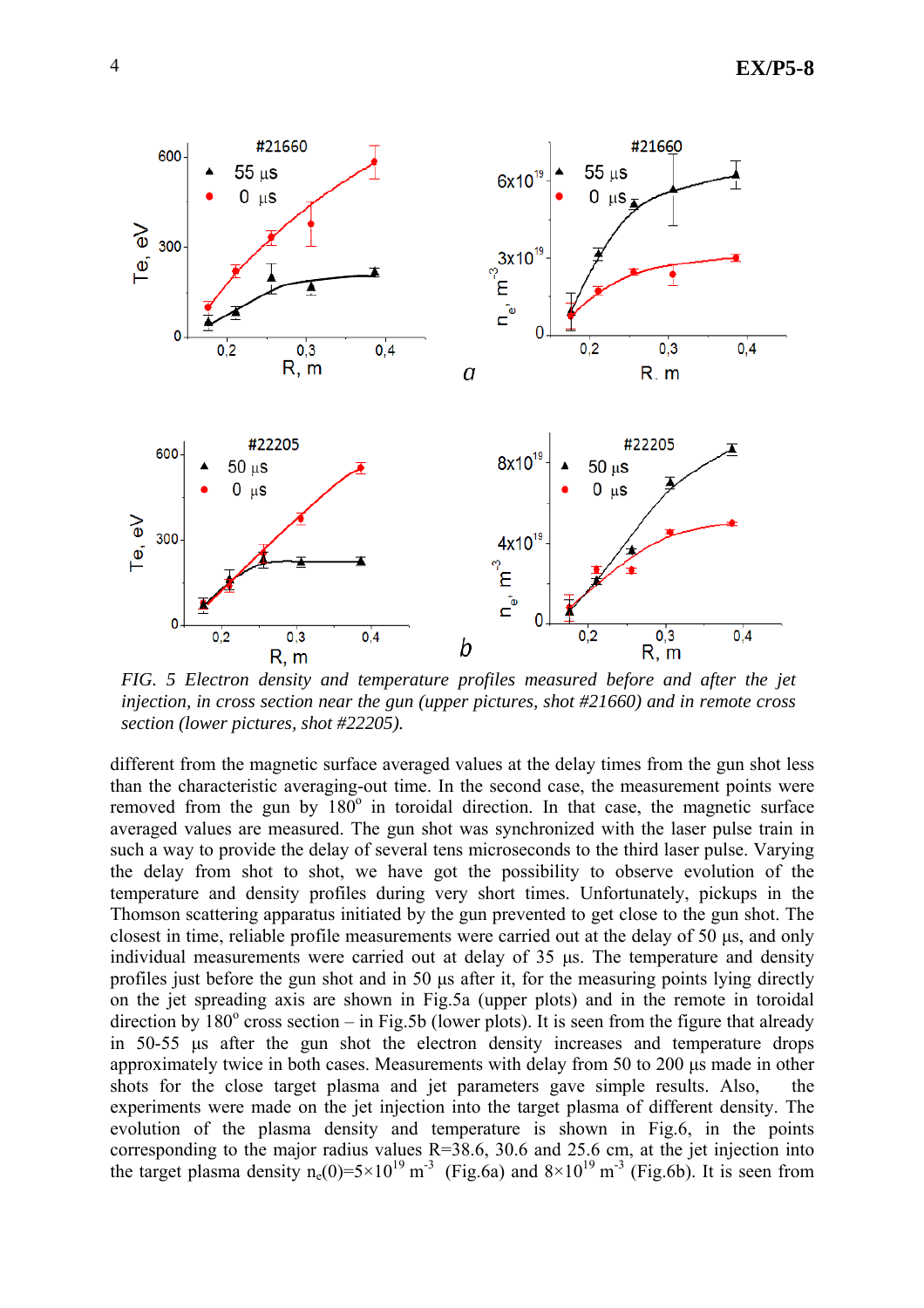*FIG. 5 Electron density and temperature profiles measured before and after the jet injection, in cross section near the gun (upper pictures, shot #21660) and in remote cross section (lower pictures, shot #22205).*

different from the magnetic surface averaged values at the delay times from the gun shot less than the characteristic averaging-out time. In the second case, the measurement points were removed from the gun by 180° in toroidal direction. In that case, the magnetic surface averaged values are measured. The gun shot was synchronized with the laser pulse train in such a way to provide the delay of several tens microseconds to the third laser pulse. Varying the delay from shot to shot, we have got the possibility to observe evolution of the temperature and density profiles during very short times. Unfortunately, pickups in the Thomson scattering apparatus initiated by the gun prevented to get close to the gun shot. The closest in time, reliable profile measurements were carried out at the delay of 50 μs, and only individual measurements were carried out at delay of 35 μs. The temperature and density profiles just before the gun shot and in 50 μs after it, for the measuring points lying directly on the jet spreading axis are shown in Fig.5a (upper plots) and in the remote in toroidal direction by 180° cross section – in Fig.5b (lower plots). It is seen from the figure that already in 50-55 μs after the gun shot the electron density increases and temperature drops approximately twice in both cases. Measurements with delay from 50 to 200 μs made in other shots for the close target plasma and jet parameters gave simple results. Also, the experiments were made on the jet injection into the target plasma of different density. The evolution of the plasma density and temperature is shown in Fig.6, in the points corresponding to the major radius values R=38.6, 30.6 and 25.6 cm, at the jet injection into the target plasma density $n_e(0)=5\times10^{19}$ m$^{-3}$ (Fig.6a) and $8\times10^{19}$ m$^{-3}$ (Fig.6b). It is seen from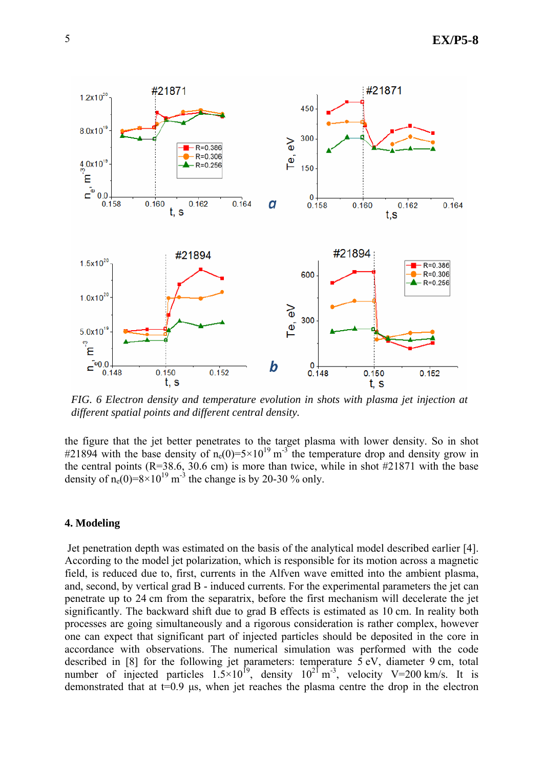*FIG. 6 Electron density and temperature evolution in shots with plasma jet injection at different spatial points and different central density.*

the figure that the jet better penetrates to the target plasma with lower density. So in shot #21894 with the base density of $n_e(0)=5\times10^{19}$ $m^{-3}$ the temperature drop and density grow in the central points (R=38.6, 30.6 cm) is more than twice, while in shot #21871 with the base density of $n_e(0)=8\times10^{19}$ $m^{-3}$ the change is by 20-30 % only.

## 4. Modeling

Jet penetration depth was estimated on the basis of the analytical model described earlier [4]. According to the model jet polarization, which is responsible for its motion across a magnetic field, is reduced due to, first, currents in the Alfven wave emitted into the ambient plasma, and, second, by vertical grad B - induced currents. For the experimental parameters the jet can penetrate up to 24 cm from the separatrix, before the first mechanism will decelerate the jet significantly. The backward shift due to grad B effects is estimated as 10 cm. In reality both processes are going simultaneously and a rigorous consideration is rather complex, however one can expect that significant part of injected particles should be deposited in the core in accordance with observations. The numerical simulation was performed with the code described in [8] for the following jet parameters: temperature 5 eV, diameter 9 cm, total number of injected particles $1.5\times10^{21}$, density $10^{19}$ $m^{-3}$, velocity V=200 km/s. It is demonstrated that at t=0.9 μs, when jet reaches the plasma centre the drop in the electron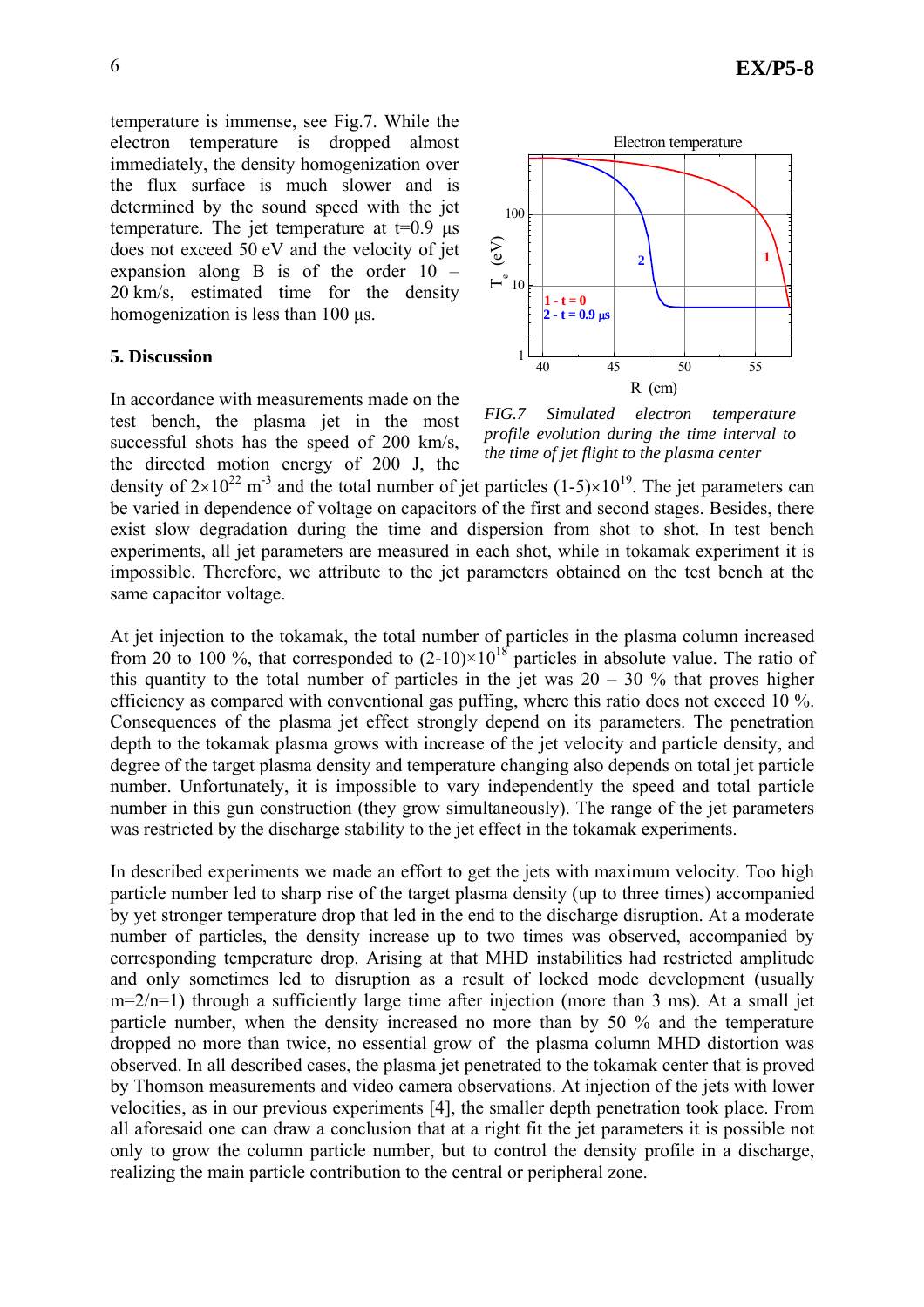temperature is immense, see Fig.7. While the electron temperature is dropped almost immediately, the density homogenization over the flux surface is much slower and is determined by the sound speed with the jet temperature. The jet temperature at t=0.9 μs does not exceed 50 eV and the velocity of jet expansion along B is of the order 10 – 20 km/s, estimated time for the density homogenization is less than 100 μs.

*FIG.7 Simulated electron temperature profile evolution during the time interval to the time of jet flight to the plasma center*

## 5. Discussion

In accordance with measurements made on the test bench, the plasma jet in the most successful shots has the speed of 200 km/s, the directed motion energy of 200 J, the density of $2\times10^{22}$ m$^{-3}$ and the total number of jet particles $(1\text{-}5)\times10^{19}$. The jet parameters can be varied in dependence of voltage on capacitors of the first and second stages. Besides, there exist slow degradation during the time and dispersion from shot to shot. In test bench experiments, all jet parameters are measured in each shot, while in tokamak experiment it is impossible. Therefore, we attribute to the jet parameters obtained on the test bench at the same capacitor voltage.

At jet injection to the tokamak, the total number of particles in the plasma column increased from 20 to 100 %, that corresponded to $(2\text{-}10)\times10^{18}$ particles in absolute value. The ratio of this quantity to the total number of particles in the jet was 20 – 30 % that proves higher efficiency as compared with conventional gas puffing, where this ratio does not exceed 10 %. Consequences of the plasma jet effect strongly depend on its parameters. The penetration depth to the tokamak plasma grows with increase of the jet velocity and particle density, and degree of the target plasma density and temperature changing also depends on total jet particle number. Unfortunately, it is impossible to vary independently the speed and total particle number in this gun construction (they grow simultaneously). The range of the jet parameters was restricted by the discharge stability to the jet effect in the tokamak experiments.

In described experiments we made an effort to get the jets with maximum velocity. Too high particle number led to sharp rise of the target plasma density (up to three times) accompanied by yet stronger temperature drop that led in the end to the discharge disruption. At a moderate number of particles, the density increase up to two times was observed, accompanied by corresponding temperature drop. Arising at that MHD instabilities had restricted amplitude and only sometimes led to disruption as a result of locked mode development (usually m=2/n=1) through a sufficiently large time after injection (more than 3 ms). At a small jet particle number, when the density increased no more than by 50 % and the temperature dropped no more than twice, no essential grow of the plasma column MHD distortion was observed. In all described cases, the plasma jet penetrated to the tokamak center that is proved by Thomson measurements and video camera observations. At injection of the jets with lower velocities, as in our previous experiments [4], the smaller depth penetration took place. From all aforesaid one can draw a conclusion that at a right fit the jet parameters it is possible not only to grow the column particle number, but to control the density profile in a discharge, realizing the main particle contribution to the central or peripheral zone.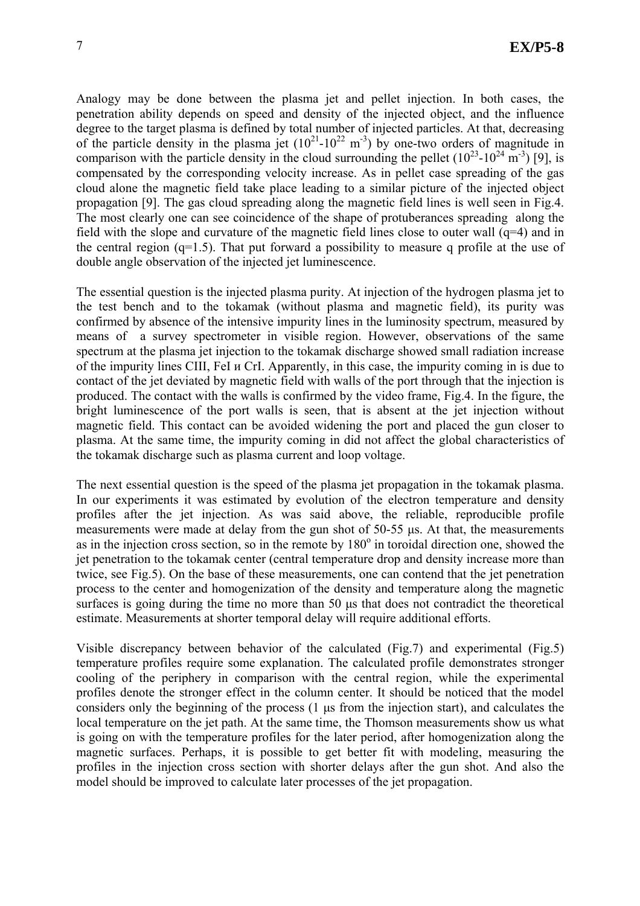Analogy may be done between the plasma jet and pellet injection. In both cases, the penetration ability depends on speed and density of the injected object, and the influence degree to the target plasma is defined by total number of injected particles. At that, decreasing of the particle density in the plasma jet ($10^{21}$-$10^{22}$ $m^{-3}$) by one-two orders of magnitude in comparison with the particle density in the cloud surrounding the pellet ($10^{23}$-$10^{24}$ $m^{-3}$) [9], is compensated by the corresponding velocity increase. As in pellet case spreading of the gas cloud alone the magnetic field take place leading to a similar picture of the injected object propagation [9]. The gas cloud spreading along the magnetic field lines is well seen in Fig.4. The most clearly one can see coincidence of the shape of protuberances spreading along the field with the slope and curvature of the magnetic field lines close to outer wall (q=4) and in the central region (q=1.5). That put forward a possibility to measure q profile at the use of double angle observation of the injected jet luminescence.

The essential question is the injected plasma purity. At injection of the hydrogen plasma jet to the test bench and to the tokamak (without plasma and magnetic field), its purity was confirmed by absence of the intensive impurity lines in the luminosity spectrum, measured by means of a survey spectrometer in visible region. However, observations of the same spectrum at the plasma jet injection to the tokamak discharge showed small radiation increase of the impurity lines CIII, FeI и CrI. Apparently, in this case, the impurity coming in is due to contact of the jet deviated by magnetic field with walls of the port through that the injection is produced. The contact with the walls is confirmed by the video frame, Fig.4. In the figure, the bright luminescence of the port walls is seen, that is absent at the jet injection without magnetic field. This contact can be avoided widening the port and placed the gun closer to plasma. At the same time, the impurity coming in did not affect the global characteristics of the tokamak discharge such as plasma current and loop voltage.

The next essential question is the speed of the plasma jet propagation in the tokamak plasma. In our experiments it was estimated by evolution of the electron temperature and density profiles after the jet injection. As was said above, the reliable, reproducible profile measurements were made at delay from the gun shot of 50-55 μs. At that, the measurements as in the injection cross section, so in the remote by 180$^{o}$ in toroidal direction one, showed the jet penetration to the tokamak center (central temperature drop and density increase more than twice, see Fig.5). On the base of these measurements, one can contend that the jet penetration process to the center and homogenization of the density and temperature along the magnetic surfaces is going during the time no more than 50 μs that does not contradict the theoretical estimate. Measurements at shorter temporal delay will require additional efforts.

Visible discrepancy between behavior of the calculated (Fig.7) and experimental (Fig.5) temperature profiles require some explanation. The calculated profile demonstrates stronger cooling of the periphery in comparison with the central region, while the experimental profiles denote the stronger effect in the column center. It should be noticed that the model considers only the beginning of the process (1 μs from the injection start), and calculates the local temperature on the jet path. At the same time, the Thomson measurements show us what is going on with the temperature profiles for the later period, after homogenization along the magnetic surfaces. Perhaps, it is possible to get better fit with modeling, measuring the profiles in the injection cross section with shorter delays after the gun shot. And also the model should be improved to calculate later processes of the jet propagation.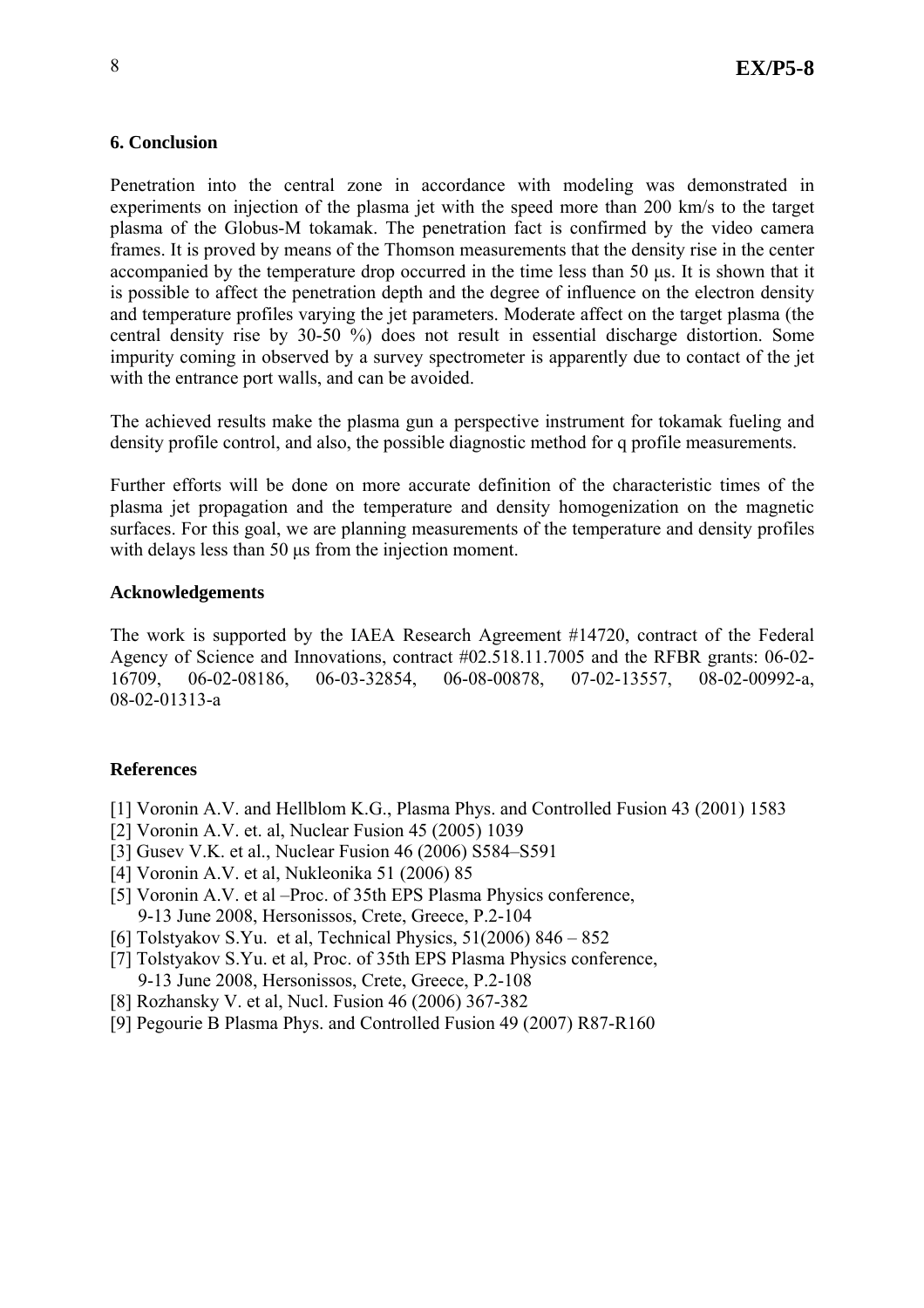## 6. Conclusion

Penetration into the central zone in accordance with modeling was demonstrated in experiments on injection of the plasma jet with the speed more than 200 km/s to the target plasma of the Globus-M tokamak. The penetration fact is confirmed by the video camera frames. It is proved by means of the Thomson measurements that the density rise in the center accompanied by the temperature drop occurred in the time less than 50 μs. It is shown that it is possible to affect the penetration depth and the degree of influence on the electron density and temperature profiles varying the jet parameters. Moderate affect on the target plasma (the central density rise by 30-50 %) does not result in essential discharge distortion. Some impurity coming in observed by a survey spectrometer is apparently due to contact of the jet with the entrance port walls, and can be avoided.

The achieved results make the plasma gun a perspective instrument for tokamak fueling and density profile control, and also, the possible diagnostic method for q profile measurements.

Further efforts will be done on more accurate definition of the characteristic times of the plasma jet propagation and the temperature and density homogenization on the magnetic surfaces. For this goal, we are planning measurements of the temperature and density profiles with delays less than 50 μs from the injection moment.

### Acknowledgements

The work is supported by the IAEA Research Agreement #14720, contract of the Federal Agency of Science and Innovations, contract #02.518.11.7005 and the RFBR grants: 06-02-16709, 06-02-08186, 06-03-32854, 06-08-00878, 07-02-13557, 08-02-00992-a, 08-02-01313-a

### References

[1] Voronin A.V. and Hellblom K.G., Plasma Phys. and Controlled Fusion 43 (2001) 1583
[2] Voronin A.V. et. al, Nuclear Fusion 45 (2005) 1039
[3] Gusev V.K. et al., Nuclear Fusion 46 (2006) S584–S591
[4] Voronin A.V. et al, Nukleonika 51 (2006) 85
[5] Voronin A.V. et al –Proc. of 35th EPS Plasma Physics conference, 9-13 June 2008, Hersonissos, Crete, Greece, P.2-104
[6] Tolstyakov S.Yu. et al, Technical Physics, 51(2006) 846 – 852
[7] Tolstyakov S.Yu. et al, Proc. of 35th EPS Plasma Physics conference, 9-13 June 2008, Hersonissos, Crete, Greece, P.2-108
[8] Rozhansky V. et al, Nucl. Fusion 46 (2006) 367-382
[9] Pegourie B Plasma Phys. and Controlled Fusion 49 (2007) R87-R160